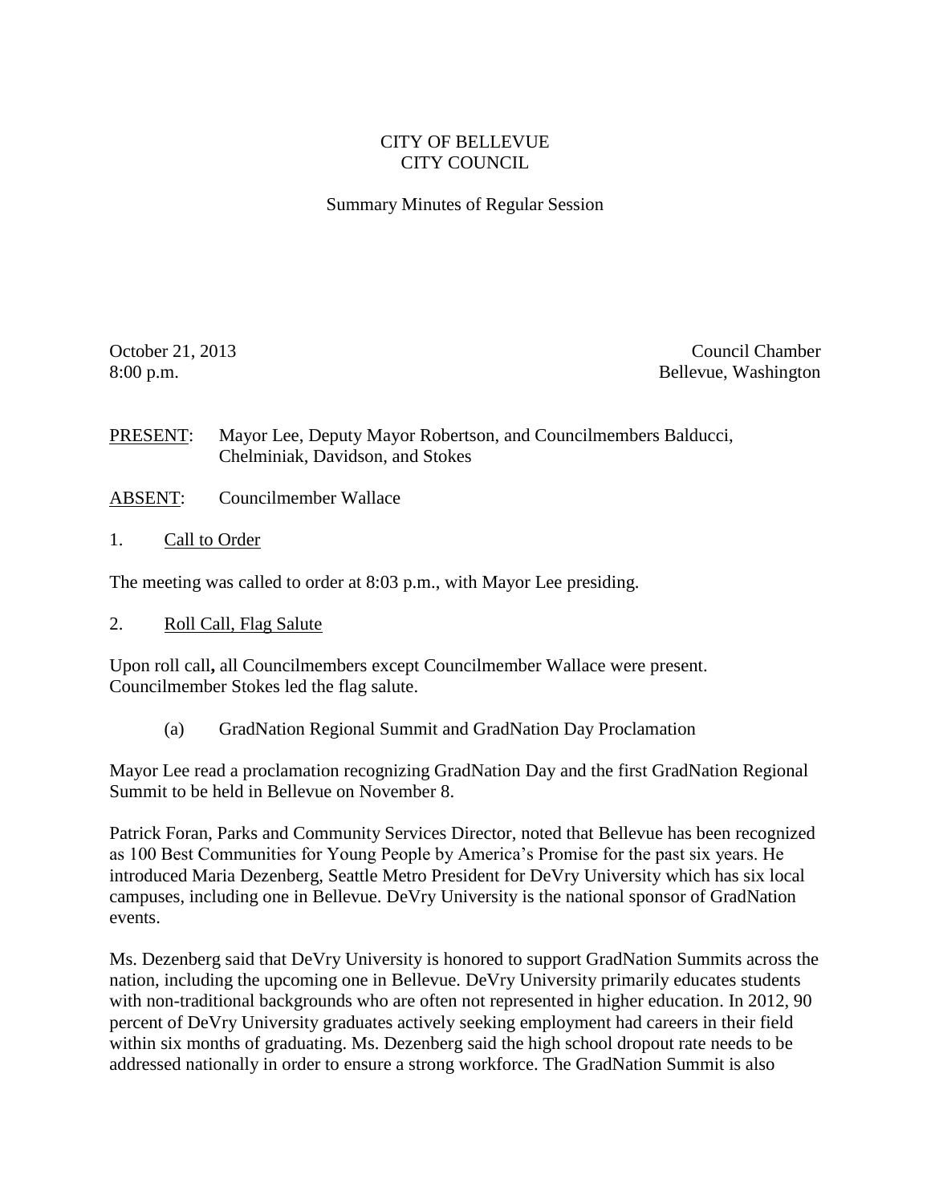# CITY OF BELLEVUE
# CITY COUNCIL

## Summary Minutes of Regular Session

October 21, 2013
8:00 p.m.

Council Chamber
Bellevue, Washington

PRESENT: Mayor Lee, Deputy Mayor Robertson, and Councilmembers Balducci, Chelminiak, Davidson, and Stokes

ABSENT: Councilmember Wallace

1. Call to Order

The meeting was called to order at 8:03 p.m., with Mayor Lee presiding.

2. Roll Call, Flag Salute

Upon roll call**,** all Councilmembers except Councilmember Wallace were present. Councilmember Stokes led the flag salute.

(a) GradNation Regional Summit and GradNation Day Proclamation

Mayor Lee read a proclamation recognizing GradNation Day and the first GradNation Regional Summit to be held in Bellevue on November 8.

Patrick Foran, Parks and Community Services Director, noted that Bellevue has been recognized as 100 Best Communities for Young People by America's Promise for the past six years. He introduced Maria Dezenberg, Seattle Metro President for DeVry University which has six local campuses, including one in Bellevue. DeVry University is the national sponsor of GradNation events.

Ms. Dezenberg said that DeVry University is honored to support GradNation Summits across the nation, including the upcoming one in Bellevue. DeVry University primarily educates students with non-traditional backgrounds who are often not represented in higher education. In 2012, 90 percent of DeVry University graduates actively seeking employment had careers in their field within six months of graduating. Ms. Dezenberg said the high school dropout rate needs to be addressed nationally in order to ensure a strong workforce. The GradNation Summit is also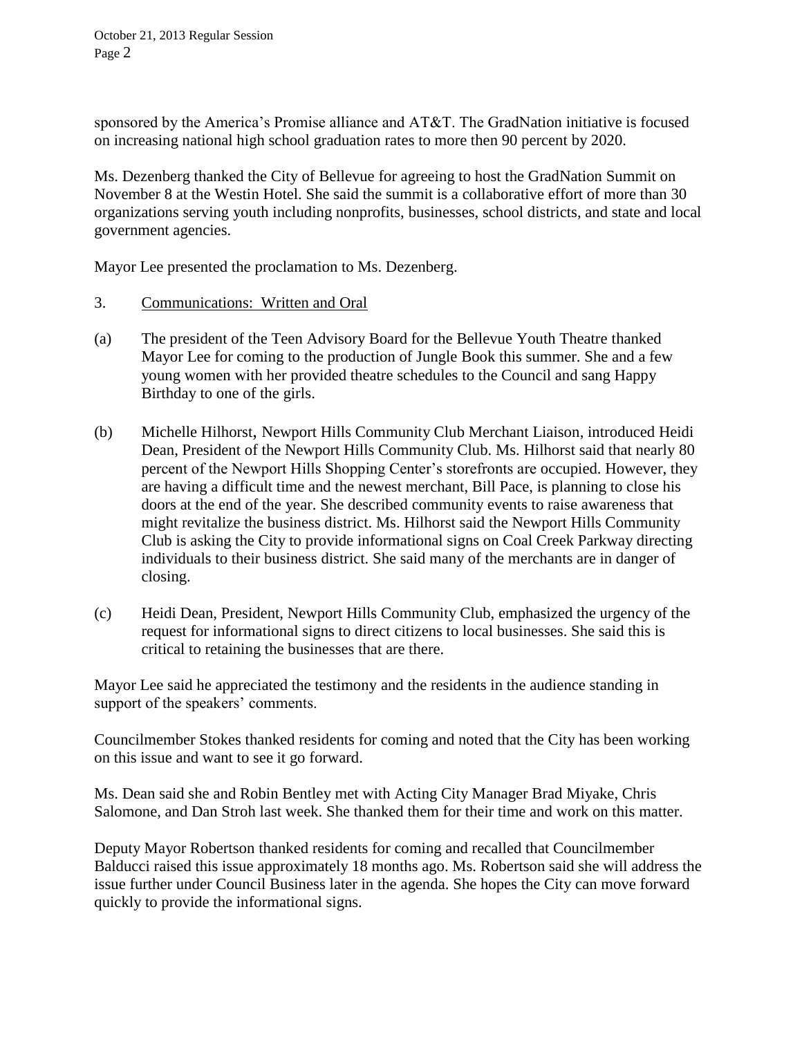sponsored by the America's Promise alliance and AT&T. The GradNation initiative is focused on increasing national high school graduation rates to more then 90 percent by 2020.

Ms. Dezenberg thanked the City of Bellevue for agreeing to host the GradNation Summit on November 8 at the Westin Hotel. She said the summit is a collaborative effort of more than 30 organizations serving youth including nonprofits, businesses, school districts, and state and local government agencies.

Mayor Lee presented the proclamation to Ms. Dezenberg.

3. Communications: Written and Oral

(a) The president of the Teen Advisory Board for the Bellevue Youth Theatre thanked Mayor Lee for coming to the production of Jungle Book this summer. She and a few young women with her provided theatre schedules to the Council and sang Happy Birthday to one of the girls.

(b) Michelle Hilhorst, Newport Hills Community Club Merchant Liaison, introduced Heidi Dean, President of the Newport Hills Community Club. Ms. Hilhorst said that nearly 80 percent of the Newport Hills Shopping Center's storefronts are occupied. However, they are having a difficult time and the newest merchant, Bill Pace, is planning to close his doors at the end of the year. She described community events to raise awareness that might revitalize the business district. Ms. Hilhorst said the Newport Hills Community Club is asking the City to provide informational signs on Coal Creek Parkway directing individuals to their business district. She said many of the merchants are in danger of closing.

(c) Heidi Dean, President, Newport Hills Community Club, emphasized the urgency of the request for informational signs to direct citizens to local businesses. She said this is critical to retaining the businesses that are there.

Mayor Lee said he appreciated the testimony and the residents in the audience standing in support of the speakers' comments.

Councilmember Stokes thanked residents for coming and noted that the City has been working on this issue and want to see it go forward.

Ms. Dean said she and Robin Bentley met with Acting City Manager Brad Miyake, Chris Salomone, and Dan Stroh last week. She thanked them for their time and work on this matter.

Deputy Mayor Robertson thanked residents for coming and recalled that Councilmember Balducci raised this issue approximately 18 months ago. Ms. Robertson said she will address the issue further under Council Business later in the agenda. She hopes the City can move forward quickly to provide the informational signs.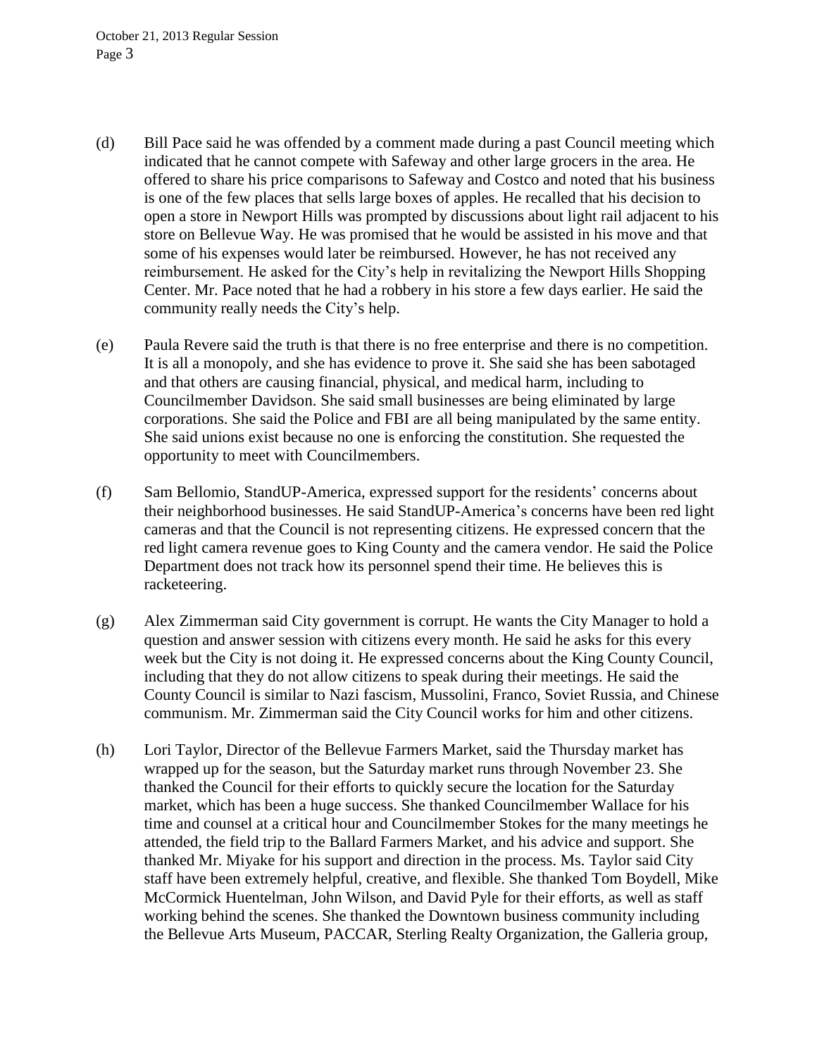(d) Bill Pace said he was offended by a comment made during a past Council meeting which indicated that he cannot compete with Safeway and other large grocers in the area. He offered to share his price comparisons to Safeway and Costco and noted that his business is one of the few places that sells large boxes of apples. He recalled that his decision to open a store in Newport Hills was prompted by discussions about light rail adjacent to his store on Bellevue Way. He was promised that he would be assisted in his move and that some of his expenses would later be reimbursed. However, he has not received any reimbursement. He asked for the City's help in revitalizing the Newport Hills Shopping Center. Mr. Pace noted that he had a robbery in his store a few days earlier. He said the community really needs the City's help.

(e) Paula Revere said the truth is that there is no free enterprise and there is no competition. It is all a monopoly, and she has evidence to prove it. She said she has been sabotaged and that others are causing financial, physical, and medical harm, including to Councilmember Davidson. She said small businesses are being eliminated by large corporations. She said the Police and FBI are all being manipulated by the same entity. She said unions exist because no one is enforcing the constitution. She requested the opportunity to meet with Councilmembers.

(f) Sam Bellomio, StandUP-America, expressed support for the residents' concerns about their neighborhood businesses. He said StandUP-America's concerns have been red light cameras and that the Council is not representing citizens. He expressed concern that the red light camera revenue goes to King County and the camera vendor. He said the Police Department does not track how its personnel spend their time. He believes this is racketeering.

(g) Alex Zimmerman said City government is corrupt. He wants the City Manager to hold a question and answer session with citizens every month. He said he asks for this every week but the City is not doing it. He expressed concerns about the King County Council, including that they do not allow citizens to speak during their meetings. He said the County Council is similar to Nazi fascism, Mussolini, Franco, Soviet Russia, and Chinese communism. Mr. Zimmerman said the City Council works for him and other citizens.

(h) Lori Taylor, Director of the Bellevue Farmers Market, said the Thursday market has wrapped up for the season, but the Saturday market runs through November 23. She thanked the Council for their efforts to quickly secure the location for the Saturday market, which has been a huge success. She thanked Councilmember Wallace for his time and counsel at a critical hour and Councilmember Stokes for the many meetings he attended, the field trip to the Ballard Farmers Market, and his advice and support. She thanked Mr. Miyake for his support and direction in the process. Ms. Taylor said City staff have been extremely helpful, creative, and flexible. She thanked Tom Boydell, Mike McCormick Huentelman, John Wilson, and David Pyle for their efforts, as well as staff working behind the scenes. She thanked the Downtown business community including the Bellevue Arts Museum, PACCAR, Sterling Realty Organization, the Galleria group,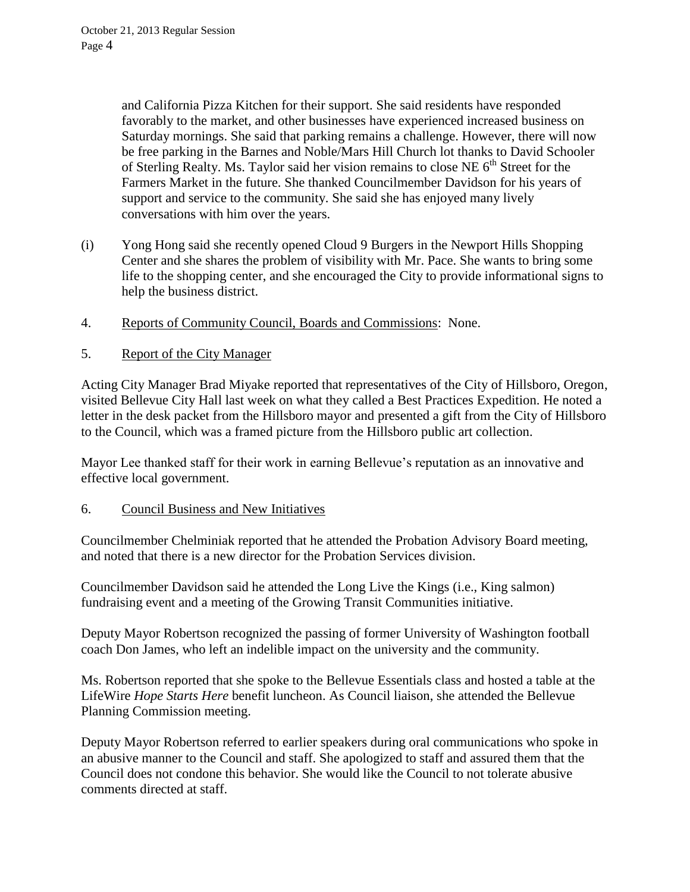and California Pizza Kitchen for their support. She said residents have responded favorably to the market, and other businesses have experienced increased business on Saturday mornings. She said that parking remains a challenge. However, there will now be free parking in the Barnes and Noble/Mars Hill Church lot thanks to David Schooler of Sterling Realty. Ms. Taylor said her vision remains to close NE 6th Street for the Farmers Market in the future. She thanked Councilmember Davidson for his years of support and service to the community. She said she has enjoyed many lively conversations with him over the years.

(i) Yong Hong said she recently opened Cloud 9 Burgers in the Newport Hills Shopping Center and she shares the problem of visibility with Mr. Pace. She wants to bring some life to the shopping center, and she encouraged the City to provide informational signs to help the business district.

4. Reports of Community Council, Boards and Commissions: None.

5. Report of the City Manager

Acting City Manager Brad Miyake reported that representatives of the City of Hillsboro, Oregon, visited Bellevue City Hall last week on what they called a Best Practices Expedition. He noted a letter in the desk packet from the Hillsboro mayor and presented a gift from the City of Hillsboro to the Council, which was a framed picture from the Hillsboro public art collection.

Mayor Lee thanked staff for their work in earning Bellevue's reputation as an innovative and effective local government.

6. Council Business and New Initiatives

Councilmember Chelminiak reported that he attended the Probation Advisory Board meeting, and noted that there is a new director for the Probation Services division.

Councilmember Davidson said he attended the Long Live the Kings (i.e., King salmon) fundraising event and a meeting of the Growing Transit Communities initiative.

Deputy Mayor Robertson recognized the passing of former University of Washington football coach Don James, who left an indelible impact on the university and the community.

Ms. Robertson reported that she spoke to the Bellevue Essentials class and hosted a table at the LifeWire *Hope Starts Here* benefit luncheon. As Council liaison, she attended the Bellevue Planning Commission meeting.

Deputy Mayor Robertson referred to earlier speakers during oral communications who spoke in an abusive manner to the Council and staff. She apologized to staff and assured them that the Council does not condone this behavior. She would like the Council to not tolerate abusive comments directed at staff.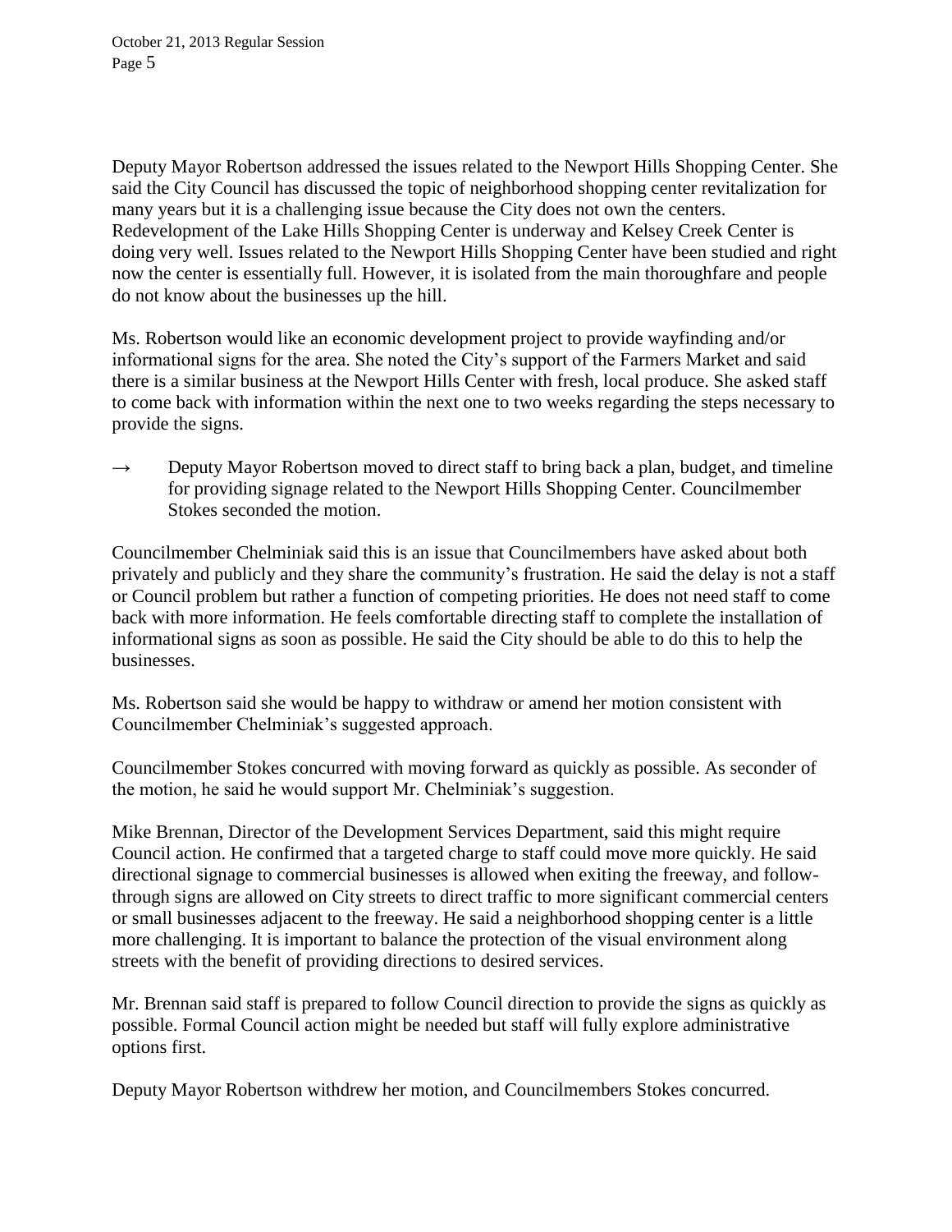Deputy Mayor Robertson addressed the issues related to the Newport Hills Shopping Center. She said the City Council has discussed the topic of neighborhood shopping center revitalization for many years but it is a challenging issue because the City does not own the centers. Redevelopment of the Lake Hills Shopping Center is underway and Kelsey Creek Center is doing very well. Issues related to the Newport Hills Shopping Center have been studied and right now the center is essentially full. However, it is isolated from the main thoroughfare and people do not know about the businesses up the hill.

Ms. Robertson would like an economic development project to provide wayfinding and/or informational signs for the area. She noted the City's support of the Farmers Market and said there is a similar business at the Newport Hills Center with fresh, local produce. She asked staff to come back with information within the next one to two weeks regarding the steps necessary to provide the signs.

→ Deputy Mayor Robertson moved to direct staff to bring back a plan, budget, and timeline for providing signage related to the Newport Hills Shopping Center. Councilmember Stokes seconded the motion.

Councilmember Chelminiak said this is an issue that Councilmembers have asked about both privately and publicly and they share the community's frustration. He said the delay is not a staff or Council problem but rather a function of competing priorities. He does not need staff to come back with more information. He feels comfortable directing staff to complete the installation of informational signs as soon as possible. He said the City should be able to do this to help the businesses.

Ms. Robertson said she would be happy to withdraw or amend her motion consistent with Councilmember Chelminiak's suggested approach.

Councilmember Stokes concurred with moving forward as quickly as possible. As seconder of the motion, he said he would support Mr. Chelminiak's suggestion.

Mike Brennan, Director of the Development Services Department, said this might require Council action. He confirmed that a targeted charge to staff could move more quickly. He said directional signage to commercial businesses is allowed when exiting the freeway, and follow-through signs are allowed on City streets to direct traffic to more significant commercial centers or small businesses adjacent to the freeway. He said a neighborhood shopping center is a little more challenging. It is important to balance the protection of the visual environment along streets with the benefit of providing directions to desired services.

Mr. Brennan said staff is prepared to follow Council direction to provide the signs as quickly as possible. Formal Council action might be needed but staff will fully explore administrative options first.

Deputy Mayor Robertson withdrew her motion, and Councilmembers Stokes concurred.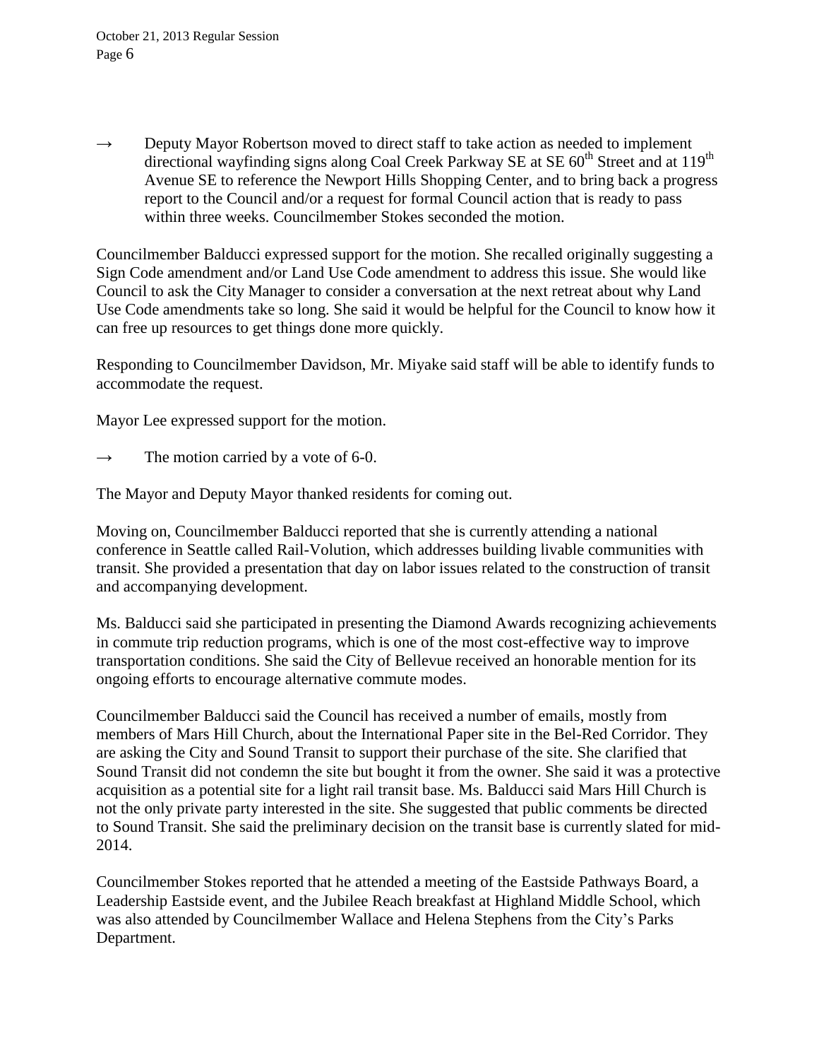→ Deputy Mayor Robertson moved to direct staff to take action as needed to implement directional wayfinding signs along Coal Creek Parkway SE at SE 60th Street and at 119th Avenue SE to reference the Newport Hills Shopping Center, and to bring back a progress report to the Council and/or a request for formal Council action that is ready to pass within three weeks. Councilmember Stokes seconded the motion.

Councilmember Balducci expressed support for the motion. She recalled originally suggesting a Sign Code amendment and/or Land Use Code amendment to address this issue. She would like Council to ask the City Manager to consider a conversation at the next retreat about why Land Use Code amendments take so long. She said it would be helpful for the Council to know how it can free up resources to get things done more quickly.

Responding to Councilmember Davidson, Mr. Miyake said staff will be able to identify funds to accommodate the request.

Mayor Lee expressed support for the motion.

→ The motion carried by a vote of 6-0.

The Mayor and Deputy Mayor thanked residents for coming out.

Moving on, Councilmember Balducci reported that she is currently attending a national conference in Seattle called Rail-Volution, which addresses building livable communities with transit. She provided a presentation that day on labor issues related to the construction of transit and accompanying development.

Ms. Balducci said she participated in presenting the Diamond Awards recognizing achievements in commute trip reduction programs, which is one of the most cost-effective way to improve transportation conditions. She said the City of Bellevue received an honorable mention for its ongoing efforts to encourage alternative commute modes.

Councilmember Balducci said the Council has received a number of emails, mostly from members of Mars Hill Church, about the International Paper site in the Bel-Red Corridor. They are asking the City and Sound Transit to support their purchase of the site. She clarified that Sound Transit did not condemn the site but bought it from the owner. She said it was a protective acquisition as a potential site for a light rail transit base. Ms. Balducci said Mars Hill Church is not the only private party interested in the site. She suggested that public comments be directed to Sound Transit. She said the preliminary decision on the transit base is currently slated for mid-2014.

Councilmember Stokes reported that he attended a meeting of the Eastside Pathways Board, a Leadership Eastside event, and the Jubilee Reach breakfast at Highland Middle School, which was also attended by Councilmember Wallace and Helena Stephens from the City's Parks Department.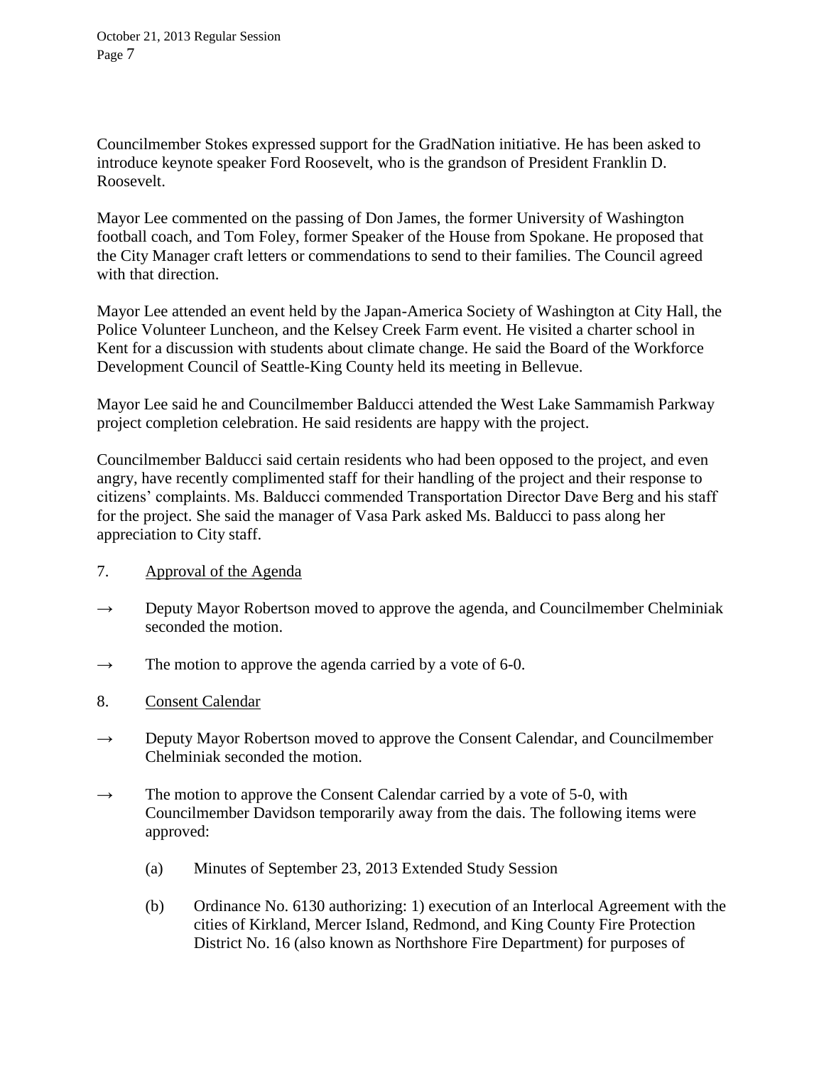Councilmember Stokes expressed support for the GradNation initiative. He has been asked to introduce keynote speaker Ford Roosevelt, who is the grandson of President Franklin D. Roosevelt.

Mayor Lee commented on the passing of Don James, the former University of Washington football coach, and Tom Foley, former Speaker of the House from Spokane. He proposed that the City Manager craft letters or commendations to send to their families. The Council agreed with that direction.

Mayor Lee attended an event held by the Japan-America Society of Washington at City Hall, the Police Volunteer Luncheon, and the Kelsey Creek Farm event. He visited a charter school in Kent for a discussion with students about climate change. He said the Board of the Workforce Development Council of Seattle-King County held its meeting in Bellevue.

Mayor Lee said he and Councilmember Balducci attended the West Lake Sammamish Parkway project completion celebration. He said residents are happy with the project.

Councilmember Balducci said certain residents who had been opposed to the project, and even angry, have recently complimented staff for their handling of the project and their response to citizens' complaints. Ms. Balducci commended Transportation Director Dave Berg and his staff for the project. She said the manager of Vasa Park asked Ms. Balducci to pass along her appreciation to City staff.

7. Approval of the Agenda

→ Deputy Mayor Robertson moved to approve the agenda, and Councilmember Chelminiak seconded the motion.

→ The motion to approve the agenda carried by a vote of 6-0.

8. Consent Calendar

→ Deputy Mayor Robertson moved to approve the Consent Calendar, and Councilmember Chelminiak seconded the motion.

→ The motion to approve the Consent Calendar carried by a vote of 5-0, with Councilmember Davidson temporarily away from the dais. The following items were approved:

(a) Minutes of September 23, 2013 Extended Study Session

(b) Ordinance No. 6130 authorizing: 1) execution of an Interlocal Agreement with the cities of Kirkland, Mercer Island, Redmond, and King County Fire Protection District No. 16 (also known as Northshore Fire Department) for purposes of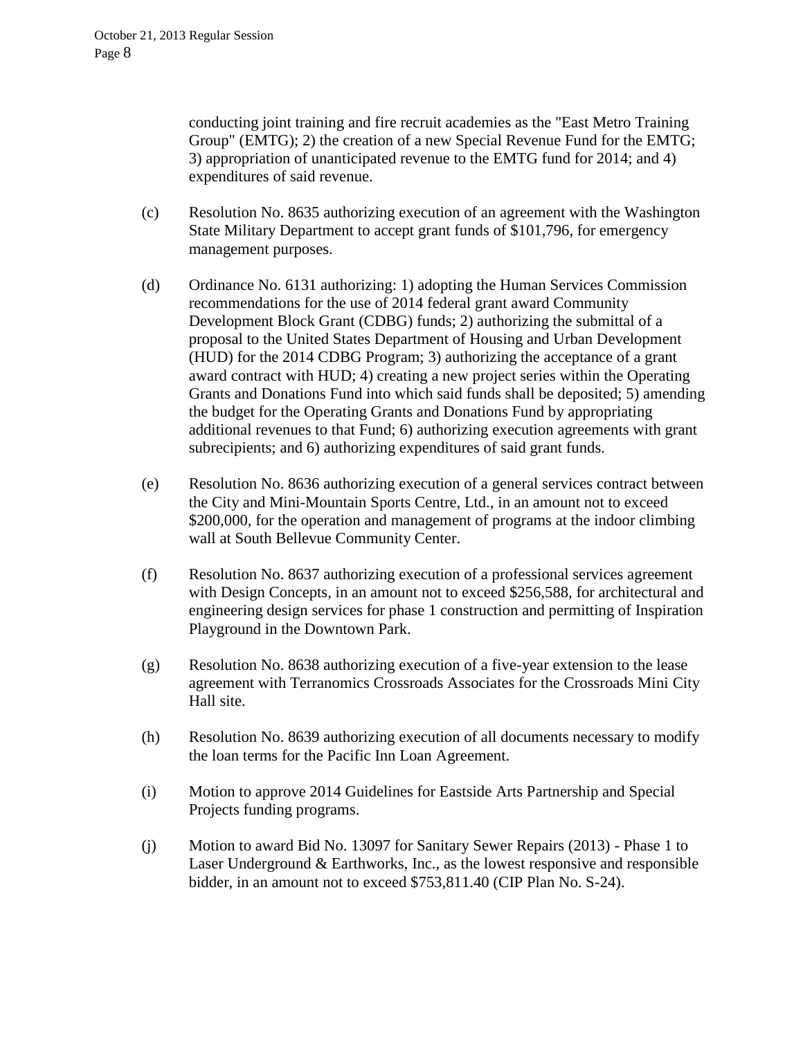conducting joint training and fire recruit academies as the "East Metro Training Group" (EMTG); 2) the creation of a new Special Revenue Fund for the EMTG; 3) appropriation of unanticipated revenue to the EMTG fund for 2014; and 4) expenditures of said revenue.

(c) Resolution No. 8635 authorizing execution of an agreement with the Washington State Military Department to accept grant funds of $101,796, for emergency management purposes.

(d) Ordinance No. 6131 authorizing: 1) adopting the Human Services Commission recommendations for the use of 2014 federal grant award Community Development Block Grant (CDBG) funds; 2) authorizing the submittal of a proposal to the United States Department of Housing and Urban Development (HUD) for the 2014 CDBG Program; 3) authorizing the acceptance of a grant award contract with HUD; 4) creating a new project series within the Operating Grants and Donations Fund into which said funds shall be deposited; 5) amending the budget for the Operating Grants and Donations Fund by appropriating additional revenues to that Fund; 6) authorizing execution agreements with grant subrecipients; and 6) authorizing expenditures of said grant funds.

(e) Resolution No. 8636 authorizing execution of a general services contract between the City and Mini-Mountain Sports Centre, Ltd., in an amount not to exceed $200,000, for the operation and management of programs at the indoor climbing wall at South Bellevue Community Center.

(f) Resolution No. 8637 authorizing execution of a professional services agreement with Design Concepts, in an amount not to exceed $256,588, for architectural and engineering design services for phase 1 construction and permitting of Inspiration Playground in the Downtown Park.

(g) Resolution No. 8638 authorizing execution of a five-year extension to the lease agreement with Terranomics Crossroads Associates for the Crossroads Mini City Hall site.

(h) Resolution No. 8639 authorizing execution of all documents necessary to modify the loan terms for the Pacific Inn Loan Agreement.

(i) Motion to approve 2014 Guidelines for Eastside Arts Partnership and Special Projects funding programs.

(j) Motion to award Bid No. 13097 for Sanitary Sewer Repairs (2013) - Phase 1 to Laser Underground & Earthworks, Inc., as the lowest responsive and responsible bidder, in an amount not to exceed $753,811.40 (CIP Plan No. S-24).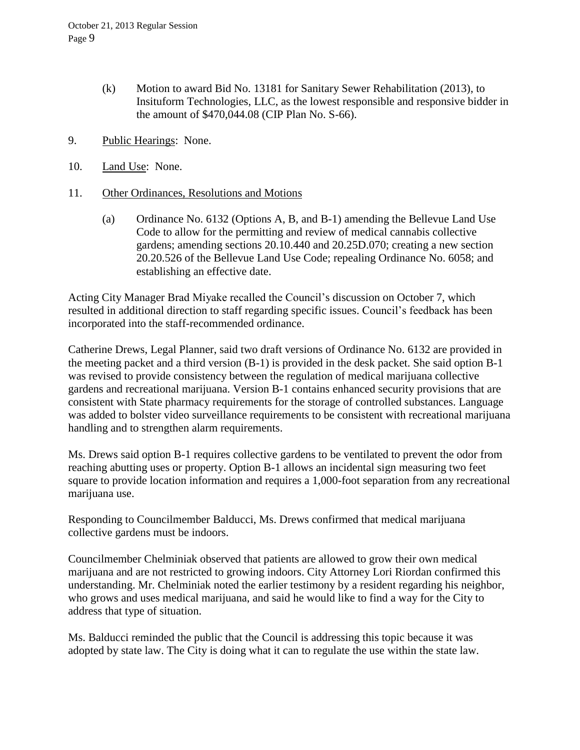(k) Motion to award Bid No. 13181 for Sanitary Sewer Rehabilitation (2013), to Insituform Technologies, LLC, as the lowest responsible and responsive bidder in the amount of $470,044.08 (CIP Plan No. S-66).

9. Public Hearings: None.

10. Land Use: None.

11. Other Ordinances, Resolutions and Motions

(a) Ordinance No. 6132 (Options A, B, and B-1) amending the Bellevue Land Use Code to allow for the permitting and review of medical cannabis collective gardens; amending sections 20.10.440 and 20.25D.070; creating a new section 20.20.526 of the Bellevue Land Use Code; repealing Ordinance No. 6058; and establishing an effective date.

Acting City Manager Brad Miyake recalled the Council's discussion on October 7, which resulted in additional direction to staff regarding specific issues. Council's feedback has been incorporated into the staff-recommended ordinance.

Catherine Drews, Legal Planner, said two draft versions of Ordinance No. 6132 are provided in the meeting packet and a third version (B-1) is provided in the desk packet. She said option B-1 was revised to provide consistency between the regulation of medical marijuana collective gardens and recreational marijuana. Version B-1 contains enhanced security provisions that are consistent with State pharmacy requirements for the storage of controlled substances. Language was added to bolster video surveillance requirements to be consistent with recreational marijuana handling and to strengthen alarm requirements.

Ms. Drews said option B-1 requires collective gardens to be ventilated to prevent the odor from reaching abutting uses or property. Option B-1 allows an incidental sign measuring two feet square to provide location information and requires a 1,000-foot separation from any recreational marijuana use.

Responding to Councilmember Balducci, Ms. Drews confirmed that medical marijuana collective gardens must be indoors.

Councilmember Chelminiak observed that patients are allowed to grow their own medical marijuana and are not restricted to growing indoors. City Attorney Lori Riordan confirmed this understanding. Mr. Chelminiak noted the earlier testimony by a resident regarding his neighbor, who grows and uses medical marijuana, and said he would like to find a way for the City to address that type of situation.

Ms. Balducci reminded the public that the Council is addressing this topic because it was adopted by state law. The City is doing what it can to regulate the use within the state law.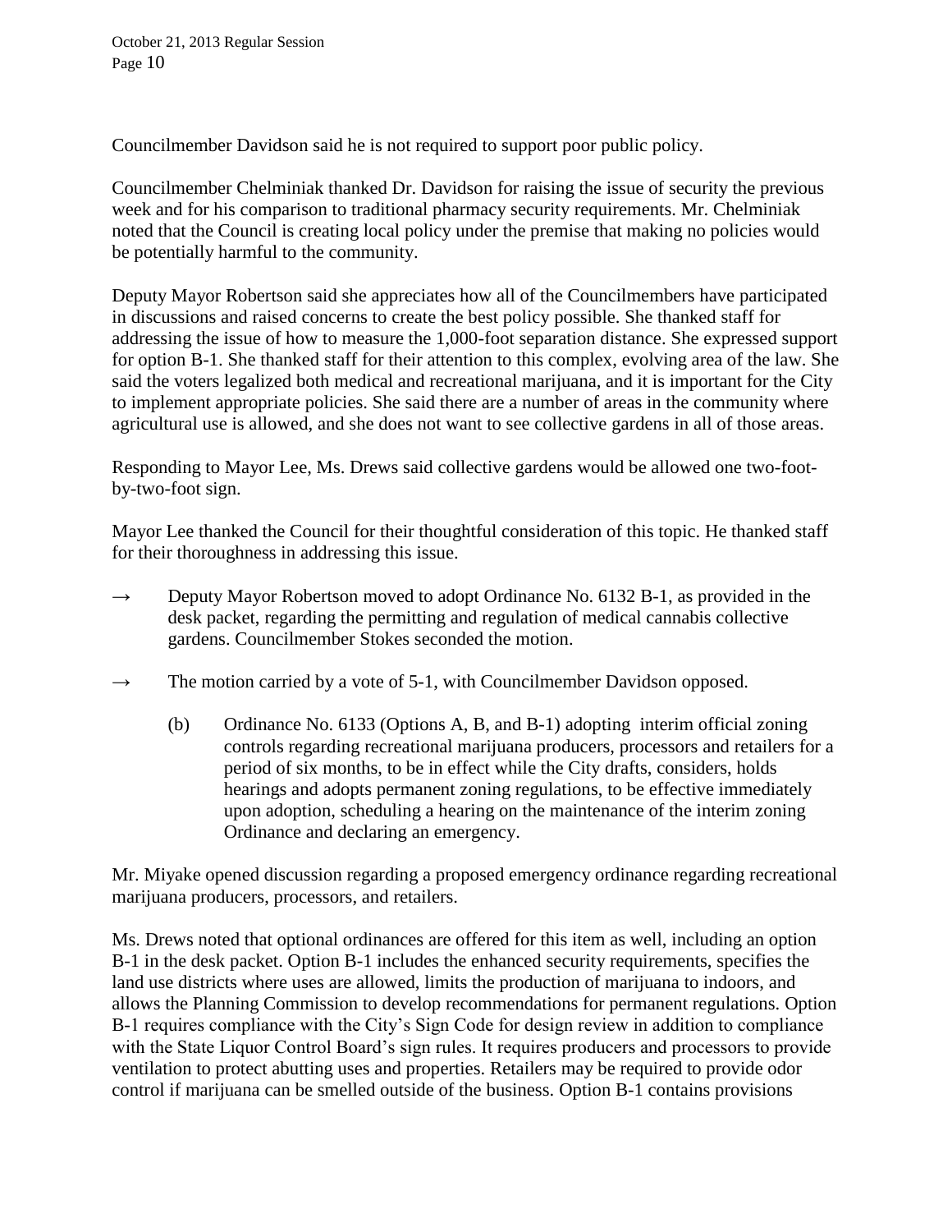Councilmember Davidson said he is not required to support poor public policy.

Councilmember Chelminiak thanked Dr. Davidson for raising the issue of security the previous week and for his comparison to traditional pharmacy security requirements. Mr. Chelminiak noted that the Council is creating local policy under the premise that making no policies would be potentially harmful to the community.

Deputy Mayor Robertson said she appreciates how all of the Councilmembers have participated in discussions and raised concerns to create the best policy possible. She thanked staff for addressing the issue of how to measure the 1,000-foot separation distance. She expressed support for option B-1. She thanked staff for their attention to this complex, evolving area of the law. She said the voters legalized both medical and recreational marijuana, and it is important for the City to implement appropriate policies. She said there are a number of areas in the community where agricultural use is allowed, and she does not want to see collective gardens in all of those areas.

Responding to Mayor Lee, Ms. Drews said collective gardens would be allowed one two-foot-by-two-foot sign.

Mayor Lee thanked the Council for their thoughtful consideration of this topic. He thanked staff for their thoroughness in addressing this issue.

→ Deputy Mayor Robertson moved to adopt Ordinance No. 6132 B-1, as provided in the desk packet, regarding the permitting and regulation of medical cannabis collective gardens. Councilmember Stokes seconded the motion.

→ The motion carried by a vote of 5-1, with Councilmember Davidson opposed.

(b) Ordinance No. 6133 (Options A, B, and B-1) adopting interim official zoning controls regarding recreational marijuana producers, processors and retailers for a period of six months, to be in effect while the City drafts, considers, holds hearings and adopts permanent zoning regulations, to be effective immediately upon adoption, scheduling a hearing on the maintenance of the interim zoning Ordinance and declaring an emergency.

Mr. Miyake opened discussion regarding a proposed emergency ordinance regarding recreational marijuana producers, processors, and retailers.

Ms. Drews noted that optional ordinances are offered for this item as well, including an option B-1 in the desk packet. Option B-1 includes the enhanced security requirements, specifies the land use districts where uses are allowed, limits the production of marijuana to indoors, and allows the Planning Commission to develop recommendations for permanent regulations. Option B-1 requires compliance with the City's Sign Code for design review in addition to compliance with the State Liquor Control Board's sign rules. It requires producers and processors to provide ventilation to protect abutting uses and properties. Retailers may be required to provide odor control if marijuana can be smelled outside of the business. Option B-1 contains provisions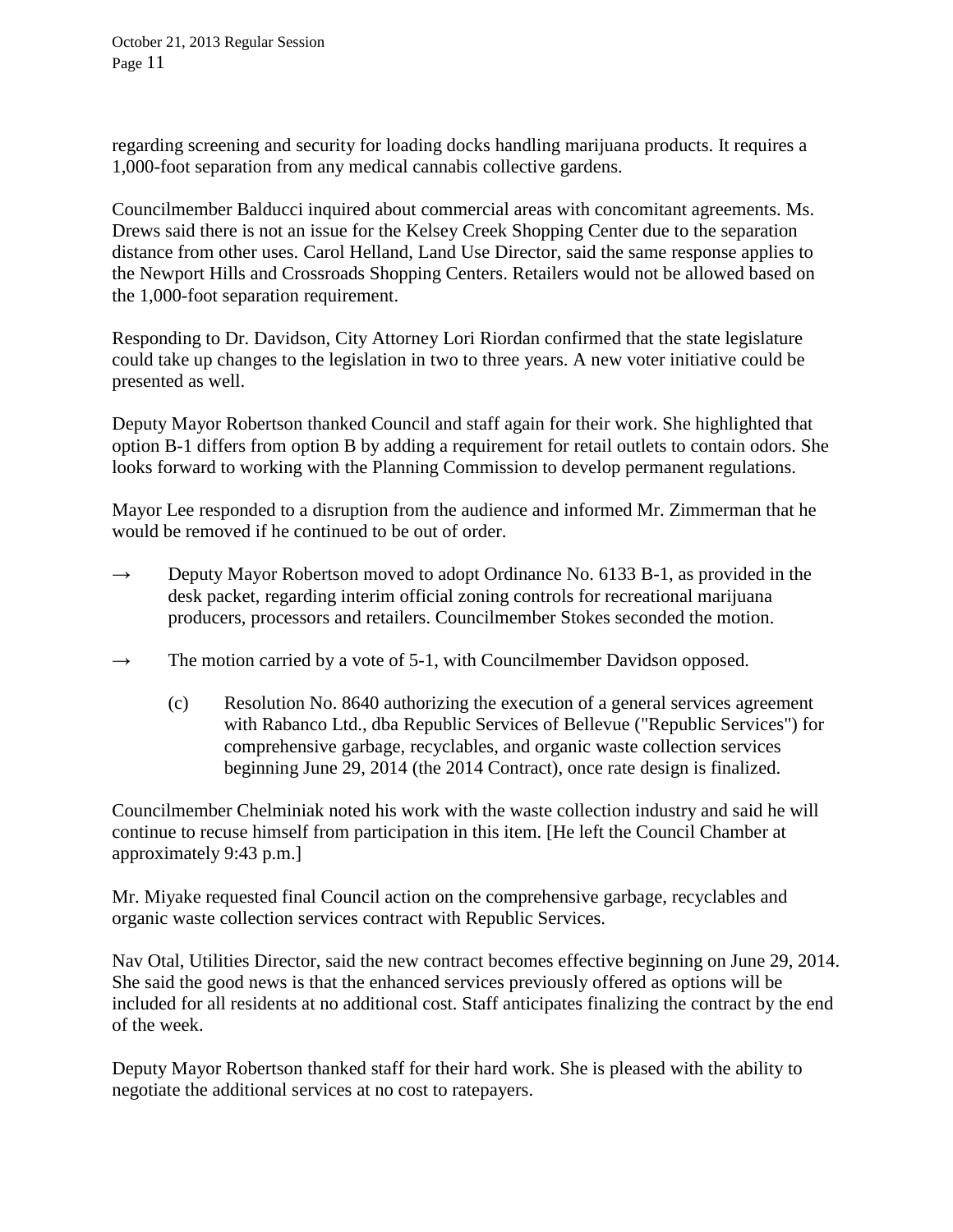regarding screening and security for loading docks handling marijuana products. It requires a 1,000-foot separation from any medical cannabis collective gardens.

Councilmember Balducci inquired about commercial areas with concomitant agreements. Ms. Drews said there is not an issue for the Kelsey Creek Shopping Center due to the separation distance from other uses. Carol Helland, Land Use Director, said the same response applies to the Newport Hills and Crossroads Shopping Centers. Retailers would not be allowed based on the 1,000-foot separation requirement.

Responding to Dr. Davidson, City Attorney Lori Riordan confirmed that the state legislature could take up changes to the legislation in two to three years. A new voter initiative could be presented as well.

Deputy Mayor Robertson thanked Council and staff again for their work. She highlighted that option B-1 differs from option B by adding a requirement for retail outlets to contain odors. She looks forward to working with the Planning Commission to develop permanent regulations.

Mayor Lee responded to a disruption from the audience and informed Mr. Zimmerman that he would be removed if he continued to be out of order.

→ Deputy Mayor Robertson moved to adopt Ordinance No. 6133 B-1, as provided in the desk packet, regarding interim official zoning controls for recreational marijuana producers, processors and retailers. Councilmember Stokes seconded the motion.

→ The motion carried by a vote of 5-1, with Councilmember Davidson opposed.

(c) Resolution No. 8640 authorizing the execution of a general services agreement with Rabanco Ltd., dba Republic Services of Bellevue ("Republic Services") for comprehensive garbage, recyclables, and organic waste collection services beginning June 29, 2014 (the 2014 Contract), once rate design is finalized.

Councilmember Chelminiak noted his work with the waste collection industry and said he will continue to recuse himself from participation in this item. [He left the Council Chamber at approximately 9:43 p.m.]

Mr. Miyake requested final Council action on the comprehensive garbage, recyclables and organic waste collection services contract with Republic Services.

Nav Otal, Utilities Director, said the new contract becomes effective beginning on June 29, 2014. She said the good news is that the enhanced services previously offered as options will be included for all residents at no additional cost. Staff anticipates finalizing the contract by the end of the week.

Deputy Mayor Robertson thanked staff for their hard work. She is pleased with the ability to negotiate the additional services at no cost to ratepayers.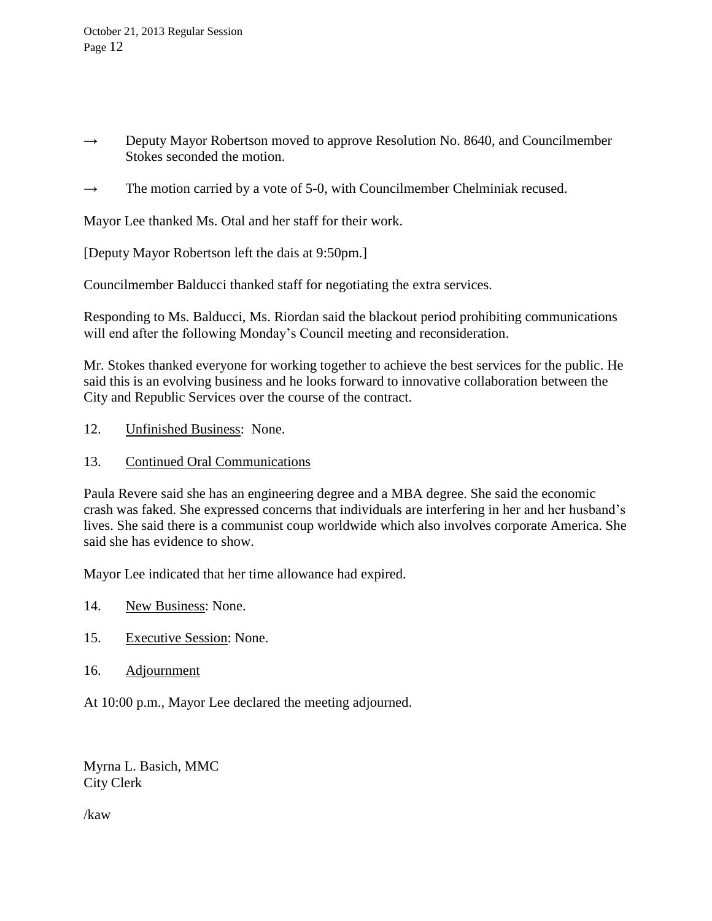→ Deputy Mayor Robertson moved to approve Resolution No. 8640, and Councilmember Stokes seconded the motion.

→ The motion carried by a vote of 5-0, with Councilmember Chelminiak recused.

Mayor Lee thanked Ms. Otal and her staff for their work.

[Deputy Mayor Robertson left the dais at 9:50pm.]

Councilmember Balducci thanked staff for negotiating the extra services.

Responding to Ms. Balducci, Ms. Riordan said the blackout period prohibiting communications will end after the following Monday's Council meeting and reconsideration.

Mr. Stokes thanked everyone for working together to achieve the best services for the public. He said this is an evolving business and he looks forward to innovative collaboration between the City and Republic Services over the course of the contract.

12. Unfinished Business: None.

13. Continued Oral Communications

Paula Revere said she has an engineering degree and a MBA degree. She said the economic crash was faked. She expressed concerns that individuals are interfering in her and her husband's lives. She said there is a communist coup worldwide which also involves corporate America. She said she has evidence to show.

Mayor Lee indicated that her time allowance had expired.

14. New Business: None.

15. Executive Session: None.

16. Adjournment

At 10:00 p.m., Mayor Lee declared the meeting adjourned.

Myrna L. Basich, MMC
City Clerk

/kaw